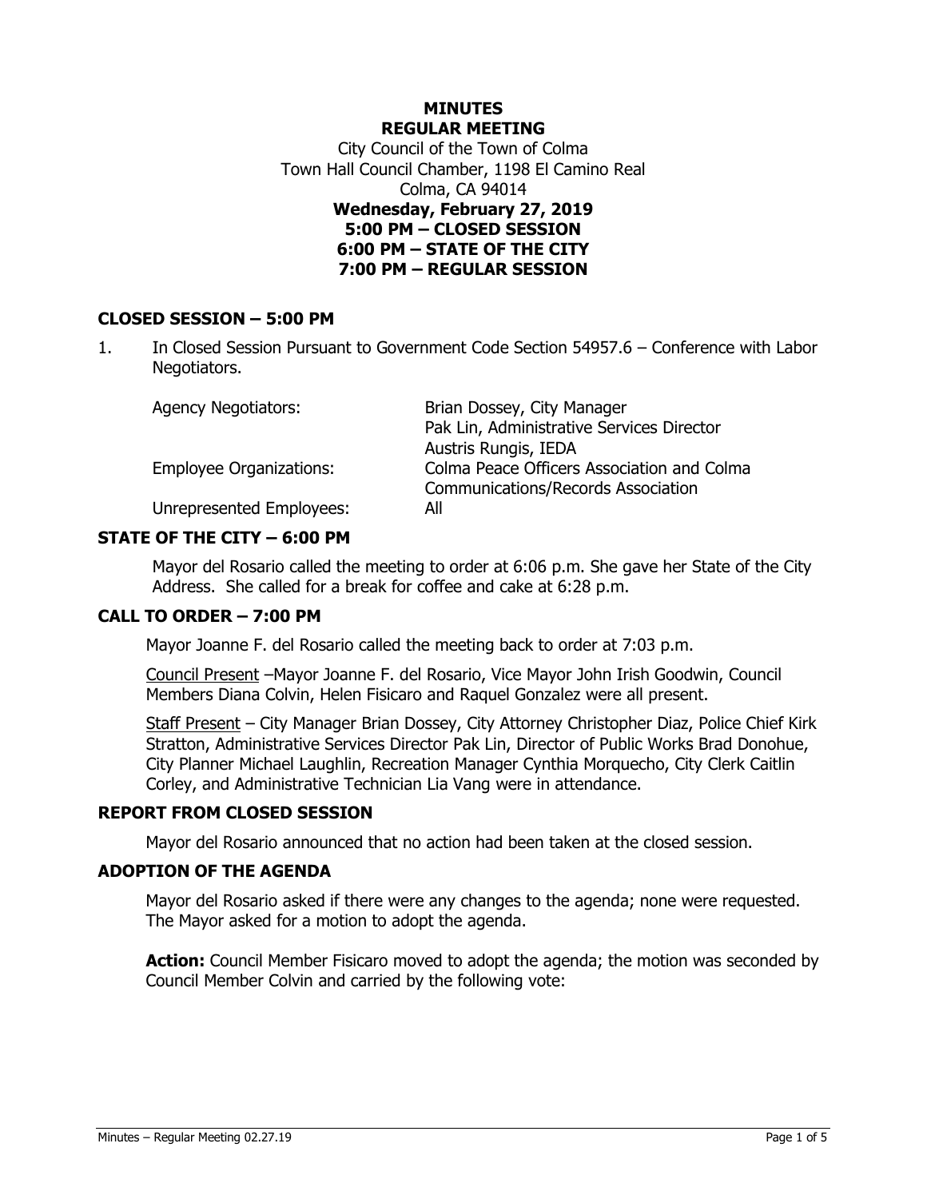# MINUTES
# REGULAR MEETING

City Council of the Town of Colma
Town Hall Council Chamber, 1198 El Camino Real
Colma, CA 94014

**Wednesday, February 27, 2019**
**5:00 PM – CLOSED SESSION**
**6:00 PM – STATE OF THE CITY**
**7:00 PM – REGULAR SESSION**

## CLOSED SESSION – 5:00 PM

1. In Closed Session Pursuant to Government Code Section 54957.6 – Conference with Labor Negotiators.

| | |
|---|---|
| Agency Negotiators: | Brian Dossey, City Manager<br>Pak Lin, Administrative Services Director<br>Austris Rungis, IEDA |
| Employee Organizations: | Colma Peace Officers Association and Colma Communications/Records Association |
| Unrepresented Employees: | All |

## STATE OF THE CITY – 6:00 PM

Mayor del Rosario called the meeting to order at 6:06 p.m. She gave her State of the City Address. She called for a break for coffee and cake at 6:28 p.m.

## CALL TO ORDER – 7:00 PM

Mayor Joanne F. del Rosario called the meeting back to order at 7:03 p.m.

Council Present –Mayor Joanne F. del Rosario, Vice Mayor John Irish Goodwin, Council Members Diana Colvin, Helen Fisicaro and Raquel Gonzalez were all present.

Staff Present – City Manager Brian Dossey, City Attorney Christopher Diaz, Police Chief Kirk Stratton, Administrative Services Director Pak Lin, Director of Public Works Brad Donohue, City Planner Michael Laughlin, Recreation Manager Cynthia Morquecho, City Clerk Caitlin Corley, and Administrative Technician Lia Vang were in attendance.

## REPORT FROM CLOSED SESSION

Mayor del Rosario announced that no action had been taken at the closed session.

## ADOPTION OF THE AGENDA

Mayor del Rosario asked if there were any changes to the agenda; none were requested. The Mayor asked for a motion to adopt the agenda.

**Action:** Council Member Fisicaro moved to adopt the agenda; the motion was seconded by Council Member Colvin and carried by the following vote: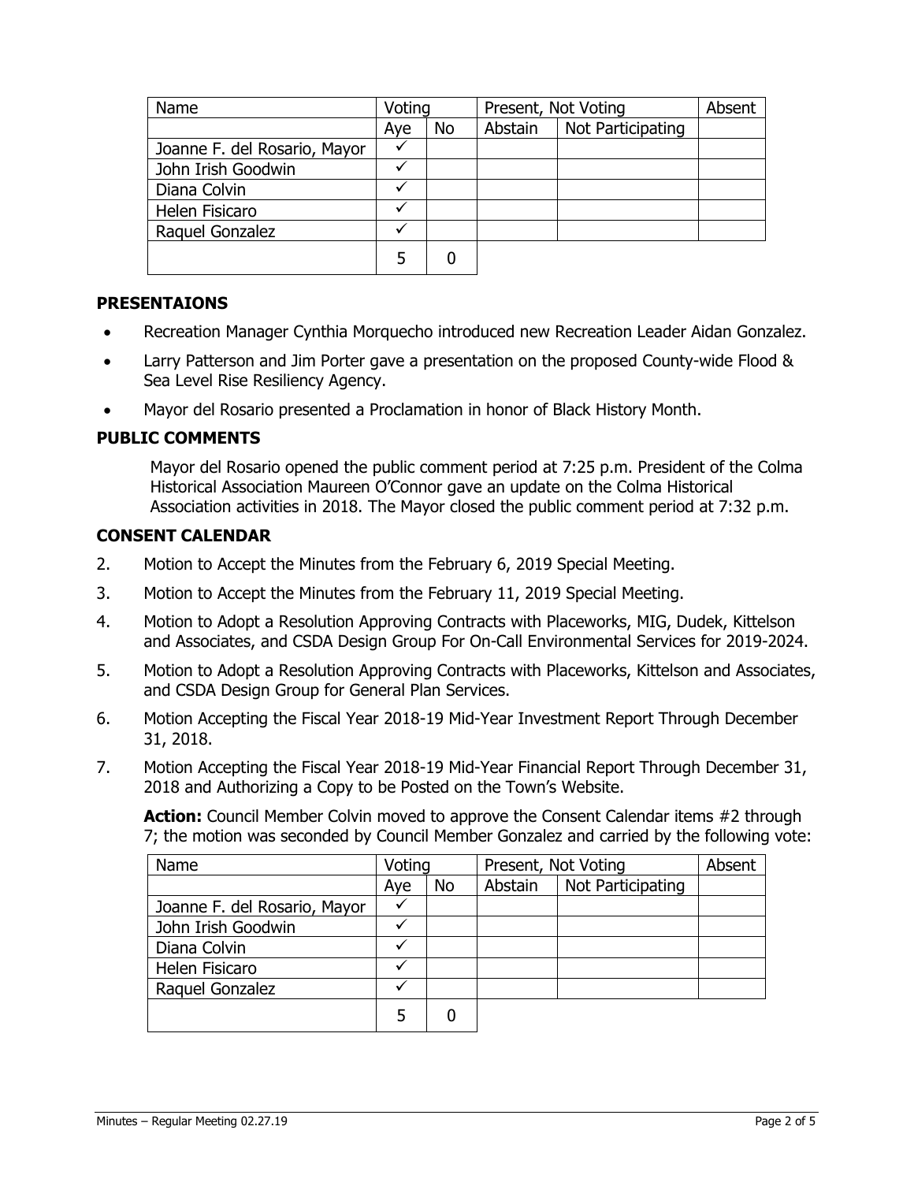| Name | Voting | | Present, Not Voting | | Absent |
|---|---|---|---|---|---|
| | Aye | No | Abstain | Not Participating | |
| Joanne F. del Rosario, Mayor | ✓ | | | | |
| John Irish Goodwin | ✓ | | | | |
| Diana Colvin | ✓ | | | | |
| Helen Fisicaro | ✓ | | | | |
| Raquel Gonzalez | ✓ | | | | |
| | 5 | 0 | | | |

**PRESENTAIONS**

- Recreation Manager Cynthia Morquecho introduced new Recreation Leader Aidan Gonzalez.
- Larry Patterson and Jim Porter gave a presentation on the proposed County-wide Flood & Sea Level Rise Resiliency Agency.
- Mayor del Rosario presented a Proclamation in honor of Black History Month.

**PUBLIC COMMENTS**

Mayor del Rosario opened the public comment period at 7:25 p.m. President of the Colma Historical Association Maureen O'Connor gave an update on the Colma Historical Association activities in 2018. The Mayor closed the public comment period at 7:32 p.m.

**CONSENT CALENDAR**

2. Motion to Accept the Minutes from the February 6, 2019 Special Meeting.
3. Motion to Accept the Minutes from the February 11, 2019 Special Meeting.
4. Motion to Adopt a Resolution Approving Contracts with Placeworks, MIG, Dudek, Kittelson and Associates, and CSDA Design Group For On-Call Environmental Services for 2019-2024.
5. Motion to Adopt a Resolution Approving Contracts with Placeworks, Kittelson and Associates, and CSDA Design Group for General Plan Services.
6. Motion Accepting the Fiscal Year 2018-19 Mid-Year Investment Report Through December 31, 2018.
7. Motion Accepting the Fiscal Year 2018-19 Mid-Year Financial Report Through December 31, 2018 and Authorizing a Copy to be Posted on the Town's Website.

**Action:** Council Member Colvin moved to approve the Consent Calendar items #2 through 7; the motion was seconded by Council Member Gonzalez and carried by the following vote:

| Name | Voting | | Present, Not Voting | | Absent |
|---|---|---|---|---|---|
| | Aye | No | Abstain | Not Participating | |
| Joanne F. del Rosario, Mayor | ✓ | | | | |
| John Irish Goodwin | ✓ | | | | |
| Diana Colvin | ✓ | | | | |
| Helen Fisicaro | ✓ | | | | |
| Raquel Gonzalez | ✓ | | | | |
| | 5 | 0 | | | |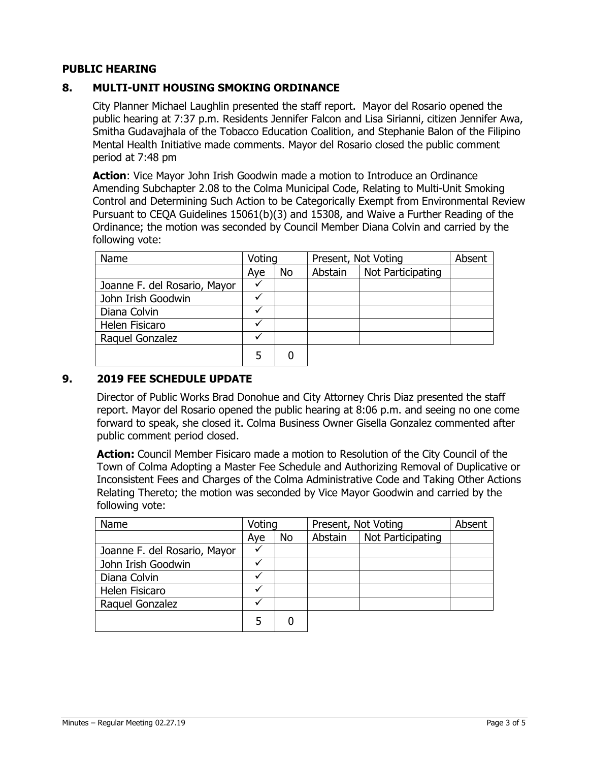## PUBLIC HEARING

### 8. MULTI-UNIT HOUSING SMOKING ORDINANCE

City Planner Michael Laughlin presented the staff report. Mayor del Rosario opened the public hearing at 7:37 p.m. Residents Jennifer Falcon and Lisa Sirianni, citizen Jennifer Awa, Smitha Gudavajhala of the Tobacco Education Coalition, and Stephanie Balon of the Filipino Mental Health Initiative made comments. Mayor del Rosario closed the public comment period at 7:48 pm

**Action**: Vice Mayor John Irish Goodwin made a motion to Introduce an Ordinance Amending Subchapter 2.08 to the Colma Municipal Code, Relating to Multi-Unit Smoking Control and Determining Such Action to be Categorically Exempt from Environmental Review Pursuant to CEQA Guidelines 15061(b)(3) and 15308, and Waive a Further Reading of the Ordinance; the motion was seconded by Council Member Diana Colvin and carried by the following vote:

| Name | Voting | | Present, Not Voting | | Absent |
|---|---|---|---|---|---|
| | Aye | No | Abstain | Not Participating | |
| Joanne F. del Rosario, Mayor | ✓ | | | | |
| John Irish Goodwin | ✓ | | | | |
| Diana Colvin | ✓ | | | | |
| Helen Fisicaro | ✓ | | | | |
| Raquel Gonzalez | ✓ | | | | |
| | 5 | 0 | | | |

### 9. 2019 FEE SCHEDULE UPDATE

Director of Public Works Brad Donohue and City Attorney Chris Diaz presented the staff report. Mayor del Rosario opened the public hearing at 8:06 p.m. and seeing no one come forward to speak, she closed it. Colma Business Owner Gisella Gonzalez commented after public comment period closed.

**Action:** Council Member Fisicaro made a motion to Resolution of the City Council of the Town of Colma Adopting a Master Fee Schedule and Authorizing Removal of Duplicative or Inconsistent Fees and Charges of the Colma Administrative Code and Taking Other Actions Relating Thereto; the motion was seconded by Vice Mayor Goodwin and carried by the following vote:

| Name | Voting | | Present, Not Voting | | Absent |
|---|---|---|---|---|---|
| | Aye | No | Abstain | Not Participating | |
| Joanne F. del Rosario, Mayor | ✓ | | | | |
| John Irish Goodwin | ✓ | | | | |
| Diana Colvin | ✓ | | | | |
| Helen Fisicaro | ✓ | | | | |
| Raquel Gonzalez | ✓ | | | | |
| | 5 | 0 | | | |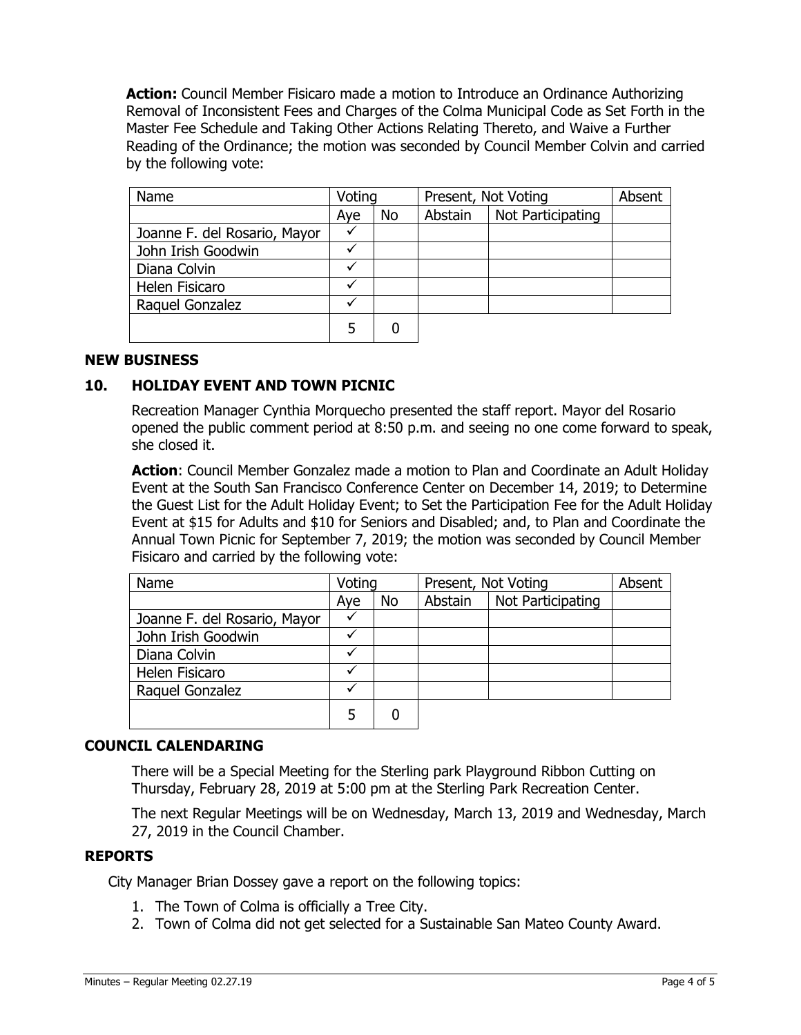**Action:** Council Member Fisicaro made a motion to Introduce an Ordinance Authorizing Removal of Inconsistent Fees and Charges of the Colma Municipal Code as Set Forth in the Master Fee Schedule and Taking Other Actions Relating Thereto, and Waive a Further Reading of the Ordinance; the motion was seconded by Council Member Colvin and carried by the following vote:

| Name | Voting | | Present, Not Voting | | Absent |
|---|---|---|---|---|---|
| | Aye | No | Abstain | Not Participating | |
| Joanne F. del Rosario, Mayor | ✓ | | | | |
| John Irish Goodwin | ✓ | | | | |
| Diana Colvin | ✓ | | | | |
| Helen Fisicaro | ✓ | | | | |
| Raquel Gonzalez | ✓ | | | | |
| | 5 | 0 | | | |

## NEW BUSINESS

### 10. HOLIDAY EVENT AND TOWN PICNIC

Recreation Manager Cynthia Morquecho presented the staff report. Mayor del Rosario opened the public comment period at 8:50 p.m. and seeing no one come forward to speak, she closed it.

**Action**: Council Member Gonzalez made a motion to Plan and Coordinate an Adult Holiday Event at the South San Francisco Conference Center on December 14, 2019; to Determine the Guest List for the Adult Holiday Event; to Set the Participation Fee for the Adult Holiday Event at $15 for Adults and $10 for Seniors and Disabled; and, to Plan and Coordinate the Annual Town Picnic for September 7, 2019; the motion was seconded by Council Member Fisicaro and carried by the following vote:

| Name | Voting | | Present, Not Voting | | Absent |
|---|---|---|---|---|---|
| | Aye | No | Abstain | Not Participating | |
| Joanne F. del Rosario, Mayor | ✓ | | | | |
| John Irish Goodwin | ✓ | | | | |
| Diana Colvin | ✓ | | | | |
| Helen Fisicaro | ✓ | | | | |
| Raquel Gonzalez | ✓ | | | | |
| | 5 | 0 | | | |

## COUNCIL CALENDARING

There will be a Special Meeting for the Sterling park Playground Ribbon Cutting on Thursday, February 28, 2019 at 5:00 pm at the Sterling Park Recreation Center.

The next Regular Meetings will be on Wednesday, March 13, 2019 and Wednesday, March 27, 2019 in the Council Chamber.

## REPORTS

City Manager Brian Dossey gave a report on the following topics:

1. The Town of Colma is officially a Tree City.
2. Town of Colma did not get selected for a Sustainable San Mateo County Award.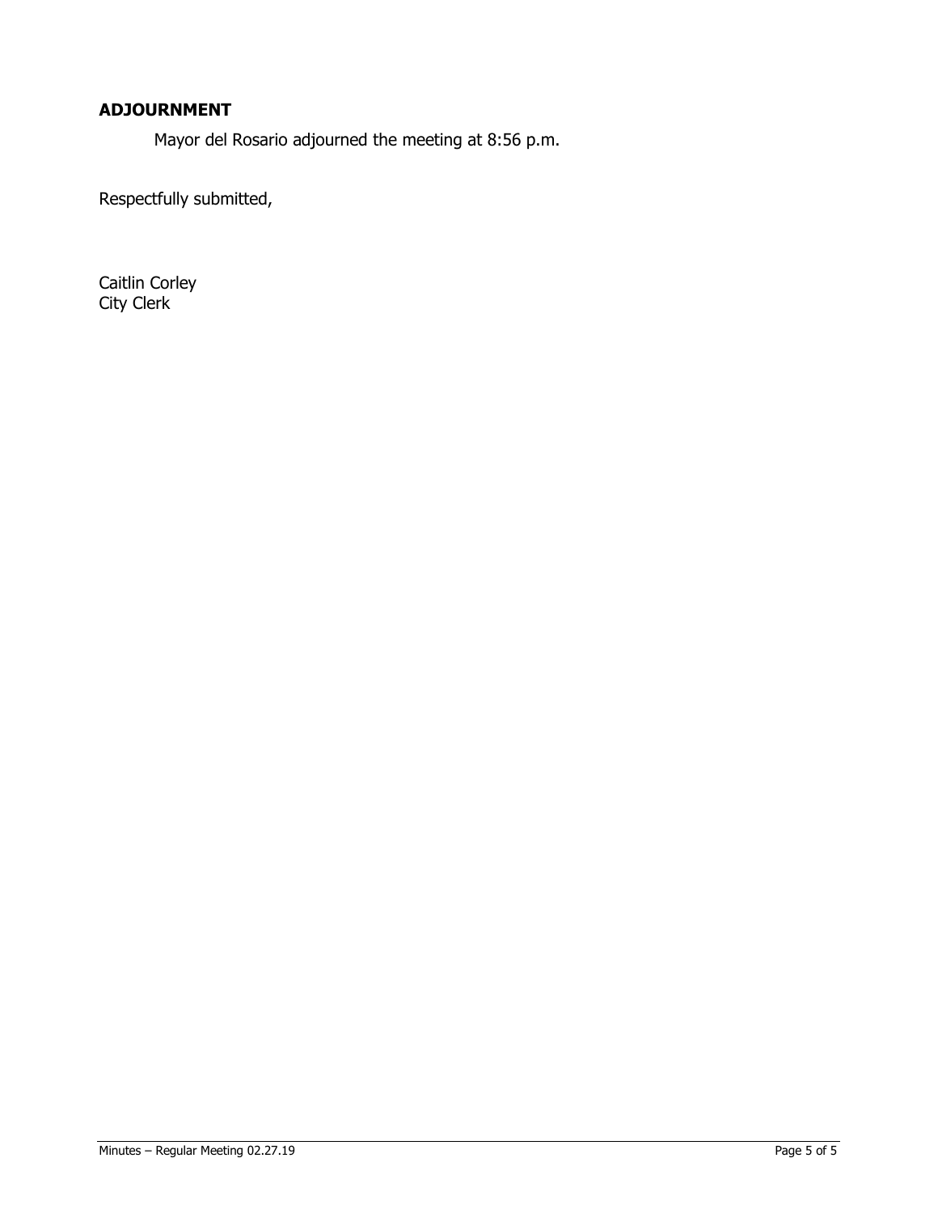## ADJOURNMENT

Mayor del Rosario adjourned the meeting at 8:56 p.m.

Respectfully submitted,

Caitlin Corley
City Clerk